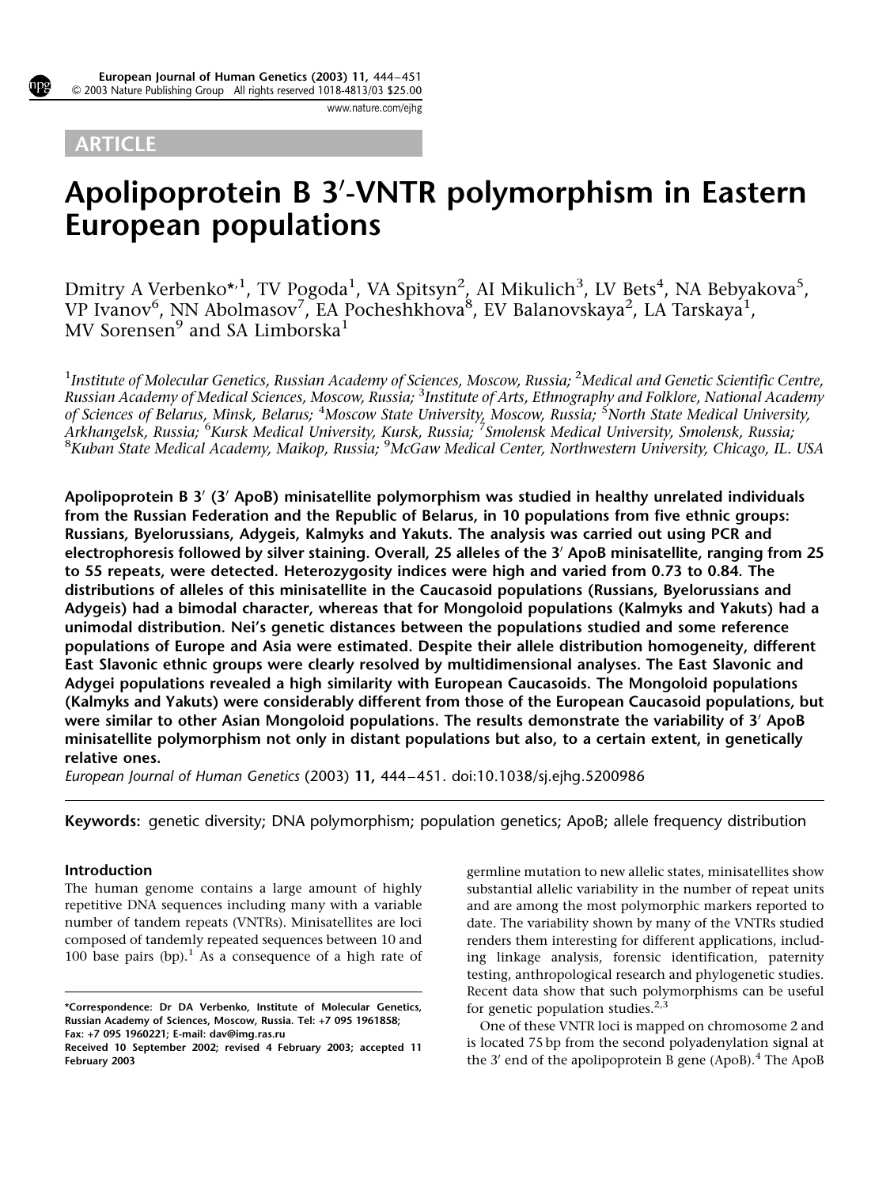ARTICLE

# Apolipoprotein B 3′-VNTR polymorphism in Eastern European populations

Dmitry A Verbenko*[,1], TV Pogoda[1], VA Spitsyn[2], AI Mikulich[3], LV Bets[4], NA Bebyakova[5], VP Ivanov[6], NN Abolmasov[7], EA Pocheshkhova[8], EV Balanovskaya[2], LA Tarskaya[1], MV Sorensen[9] and SA Limborska[1]

[1]*Institute of Molecular Genetics, Russian Academy of Sciences, Moscow, Russia;* [2]*Medical and Genetic Scientific Centre, Russian Academy of Medical Sciences, Moscow, Russia;* [3]*Institute of Arts, Ethnography and Folklore, National Academy of Sciences of Belarus, Minsk, Belarus;* [4]*Moscow State University, Moscow, Russia;* [5]*North State Medical University, Arkhangelsk, Russia;* [6]*Kursk Medical University, Kursk, Russia;* [7]*Smolensk Medical University, Smolensk, Russia;* [8]*Kuban State Medical Academy, Maikop, Russia;* [9]*McGaw Medical Center, Northwestern University, Chicago, IL. USA*

**Apolipoprotein B 3′ (3′ ApoB) minisatellite polymorphism was studied in healthy unrelated individuals from the Russian Federation and the Republic of Belarus, in 10 populations from five ethnic groups: Russians, Byelorussians, Adygeis, Kalmyks and Yakuts. The analysis was carried out using PCR and electrophoresis followed by silver staining. Overall, 25 alleles of the 3′ ApoB minisatellite, ranging from 25 to 55 repeats, were detected. Heterozygosity indices were high and varied from 0.73 to 0.84. The distributions of alleles of this minisatellite in the Caucasoid populations (Russians, Byelorussians and Adygeis) had a bimodal character, whereas that for Mongoloid populations (Kalmyks and Yakuts) had a unimodal distribution. Nei's genetic distances between the populations studied and some reference populations of Europe and Asia were estimated. Despite their allele distribution homogeneity, different East Slavonic ethnic groups were clearly resolved by multidimensional analyses. The East Slavonic and Adygei populations revealed a high similarity with European Caucasoids. The Mongoloid populations (Kalmyks and Yakuts) were considerably different from those of the European Caucasoid populations, but were similar to other Asian Mongoloid populations. The results demonstrate the variability of 3′ ApoB minisatellite polymorphism not only in distant populations but also, to a certain extent, in genetically relative ones.**

*European Journal of Human Genetics* (2003) **11,** 444–451. doi:10.1038/sj.ejhg.5200986

**Keywords:** genetic diversity; DNA polymorphism; population genetics; ApoB; allele frequency distribution

## Introduction

The human genome contains a large amount of highly repetitive DNA sequences including many with a variable number of tandem repeats (VNTRs). Minisatellites are loci composed of tandemly repeated sequences between 10 and 100 base pairs (bp).[1] As a consequence of a high rate of germline mutation to new allelic states, minisatellites show substantial allelic variability in the number of repeat units and are among the most polymorphic markers reported to date. The variability shown by many of the VNTRs studied renders them interesting for different applications, including linkage analysis, forensic identification, paternity testing, anthropological research and phylogenetic studies. Recent data show that such polymorphisms can be useful for genetic population studies.[2,3]

One of these VNTR loci is mapped on chromosome 2 and is located 75 bp from the second polyadenylation signal at the 3′ end of the apolipoprotein B gene (ApoB).[4] The ApoB

*Correspondence: Dr DA Verbenko, Institute of Molecular Genetics, Russian Academy of Sciences, Moscow, Russia. Tel: +7 095 1961858; Fax: +7 095 1960221; E-mail: dav@img.ras.ru

Received 10 September 2002; revised 4 February 2003; accepted 11 February 2003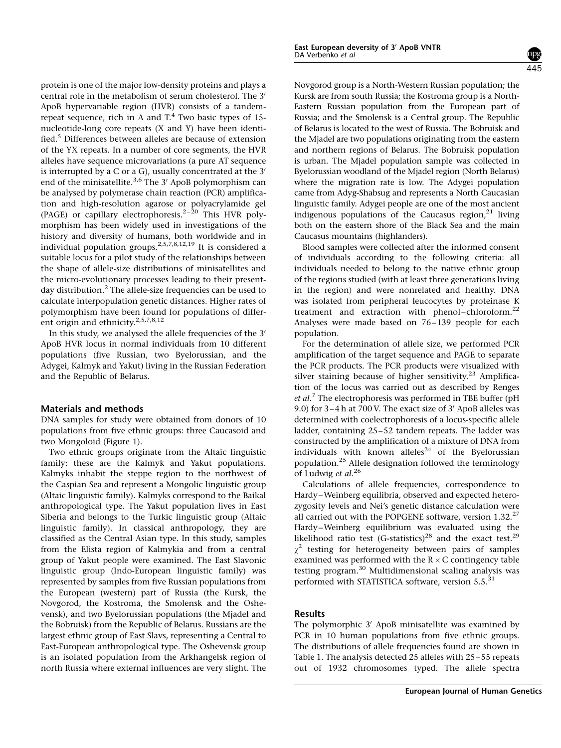protein is one of the major low-density proteins and plays a central role in the metabolism of serum cholesterol. The 3′ ApoB hypervariable region (HVR) consists of a tandem-repeat sequence, rich in A and T.[4] Two basic types of 15-nucleotide-long core repeats (X and Y) have been identified.[5] Differences between alleles are because of extension of the YX repeats. In a number of core segments, the HVR alleles have sequence microvariations (a pure AT sequence is interrupted by a C or a G), usually concentrated at the 3′ end of the minisatellite.[3,6] The 3′ ApoB polymorphism can be analysed by polymerase chain reaction (PCR) amplification and high-resolution agarose or polyacrylamide gel (PAGE) or capillary electrophoresis.[2–20] This HVR polymorphism has been widely used in investigations of the history and diversity of humans, both worldwide and in individual population groups.[2,5,7,8,12,19] It is considered a suitable locus for a pilot study of the relationships between the shape of allele-size distributions of minisatellites and the micro-evolutionary processes leading to their present-day distribution.[2] The allele-size frequencies can be used to calculate interpopulation genetic distances. Higher rates of polymorphism have been found for populations of different origin and ethnicity.[2,5,7,8,12]

In this study, we analysed the allele frequencies of the 3′ ApoB HVR locus in normal individuals from 10 different populations (five Russian, two Byelorussian, and the Adygei, Kalmyk and Yakut) living in the Russian Federation and the Republic of Belarus.

## Materials and methods

DNA samples for study were obtained from donors of 10 populations from five ethnic groups: three Caucasoid and two Mongoloid (Figure 1).

Two ethnic groups originate from the Altaic linguistic family: these are the Kalmyk and Yakut populations. Kalmyks inhabit the steppe region to the northwest of the Caspian Sea and represent a Mongolic linguistic group (Altaic linguistic family). Kalmyks correspond to the Baikal anthropological type. The Yakut population lives in East Siberia and belongs to the Turkic linguistic group (Altaic linguistic family). In classical anthropology, they are classified as the Central Asian type. In this study, samples from the Elista region of Kalmykia and from a central group of Yakut people were examined. The East Slavonic linguistic group (Indo-European linguistic family) was represented by samples from five Russian populations from the European (western) part of Russia (the Kursk, the Novgorod, the Kostroma, the Smolensk and the Oshevensk), and two Byelorussian populations (the Mjadel and the Bobruisk) from the Republic of Belarus. Russians are the largest ethnic group of East Slavs, representing a Central to East-European anthropological type. The Oshevensk group is an isolated population from the Arkhangelsk region of north Russia where external influences are very slight. The Novgorod group is a North-Western Russian population; the Kursk are from south Russia; the Kostroma group is a North-Eastern Russian population from the European part of Russia; and the Smolensk is a Central group. The Republic of Belarus is located to the west of Russia. The Bobruisk and the Mjadel are two populations originating from the eastern and northern regions of Belarus. The Bobruisk population is urban. The Mjadel population sample was collected in Byelorussian woodland of the Mjadel region (North Belarus) where the migration rate is low. The Adygei population came from Adyg-Shabsug and represents a North Caucasian linguistic family. Adygei people are one of the most ancient indigenous populations of the Caucasus region,[21] living both on the eastern shore of the Black Sea and the main Caucasus mountains (highlanders).

Blood samples were collected after the informed consent of individuals according to the following criteria: all individuals needed to belong to the native ethnic group of the regions studied (with at least three generations living in the region) and were nonrelated and healthy. DNA was isolated from peripheral leucocytes by proteinase K treatment and extraction with phenol–chloroform.[22] Analyses were made based on 76–139 people for each population.

For the determination of allele size, we performed PCR amplification of the target sequence and PAGE to separate the PCR products. The PCR products were visualized with silver staining because of higher sensitivity.[23] Amplification of the locus was carried out as described by Renges *et al*.[7] The electrophoresis was performed in TBE buffer (pH 9.0) for 3–4 h at 700 V. The exact size of 3′ ApoB alleles was determined with coelectrophoresis of a locus-specific allele ladder, containing 25–52 tandem repeats. The ladder was constructed by the amplification of a mixture of DNA from individuals with known alleles[24] of the Byelorussian population.[25] Allele designation followed the terminology of Ludwig *et al*.[26]

Calculations of allele frequencies, correspondence to Hardy–Weinberg equilibria, observed and expected heterozygosity levels and Nei's genetic distance calculation were all carried out with the POPGENE software, version 1.32.[27] Hardy–Weinberg equilibrium was evaluated using the likelihood ratio test (G-statistics)[28] and the exact test.[29] $\chi^2$ testing for heterogeneity between pairs of samples examined was performed with the $R \times C$ contingency table testing program.[30] Multidimensional scaling analysis was performed with STATISTICA software, version 5.5.[31]

## Results

The polymorphic 3′ ApoB minisatellite was examined by PCR in 10 human populations from five ethnic groups. The distributions of allele frequencies found are shown in Table 1. The analysis detected 25 alleles with 25–55 repeats out of 1932 chromosomes typed. The allele spectra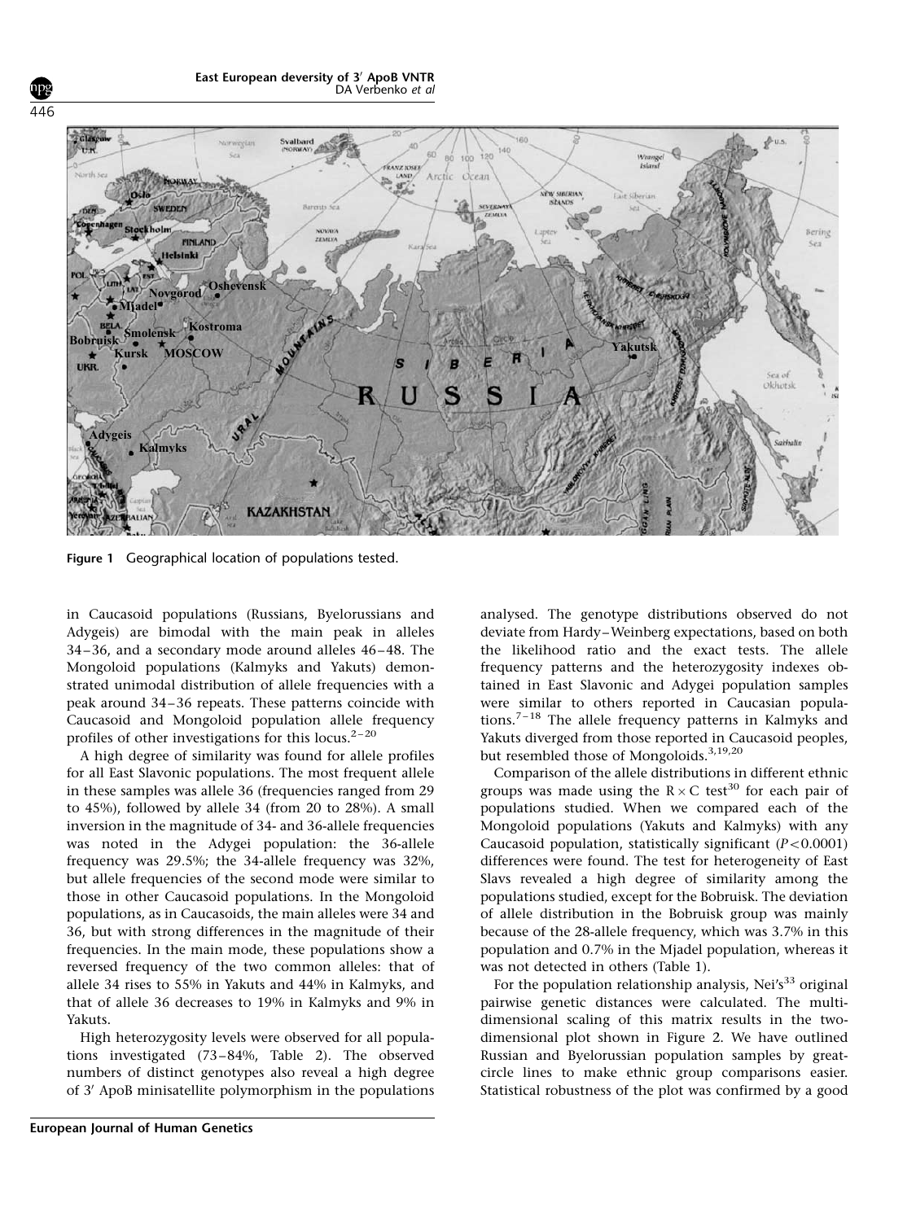Figure 1 Geographical location of populations tested.

in Caucasoid populations (Russians, Byelorussians and Adygeis) are bimodal with the main peak in alleles 34–36, and a secondary mode around alleles 46–48. The Mongoloid populations (Kalmyks and Yakuts) demonstrated unimodal distribution of allele frequencies with a peak around 34–36 repeats. These patterns coincide with Caucasoid and Mongoloid population allele frequency profiles of other investigations for this locus.[2–20]

A high degree of similarity was found for allele profiles for all East Slavonic populations. The most frequent allele in these samples was allele 36 (frequencies ranged from 29 to 45%), followed by allele 34 (from 20 to 28%). A small inversion in the magnitude of 34- and 36-allele frequencies was noted in the Adygei population: the 36-allele frequency was 29.5%; the 34-allele frequency was 32%, but allele frequencies of the second mode were similar to those in other Caucasoid populations. In the Mongoloid populations, as in Caucasoids, the main alleles were 34 and 36, but with strong differences in the magnitude of their frequencies. In the main mode, these populations show a reversed frequency of the two common alleles: that of allele 34 rises to 55% in Yakuts and 44% in Kalmyks, and that of allele 36 decreases to 19% in Kalmyks and 9% in Yakuts.

High heterozygosity levels were observed for all populations investigated (73–84%, Table 2). The observed numbers of distinct genotypes also reveal a high degree of 3′ ApoB minisatellite polymorphism in the populations analysed. The genotype distributions observed do not deviate from Hardy–Weinberg expectations, based on both the likelihood ratio and the exact tests. The allele frequency patterns and the heterozygosity indexes obtained in East Slavonic and Adygei population samples were similar to others reported in Caucasian populations.[7–18] The allele frequency patterns in Kalmyks and Yakuts diverged from those reported in Caucasoid peoples, but resembled those of Mongoloids.[3,19,20]

Comparison of the allele distributions in different ethnic groups was made using the $R \times C$ test[30] for each pair of populations studied. When we compared each of the Mongoloid populations (Yakuts and Kalmyks) with any Caucasoid population, statistically significant ($P<0.0001$) differences were found. The test for heterogeneity of East Slavs revealed a high degree of similarity among the populations studied, except for the Bobruisk. The deviation of allele distribution in the Bobruisk group was mainly because of the 28-allele frequency, which was 3.7% in this population and 0.7% in the Mjadel population, whereas it was not detected in others (Table 1).

For the population relationship analysis, Nei's[33] original pairwise genetic distances were calculated. The multidimensional scaling of this matrix results in the two-dimensional plot shown in Figure 2. We have outlined Russian and Byelorussian population samples by great-circle lines to make ethnic group comparisons easier. Statistical robustness of the plot was confirmed by a good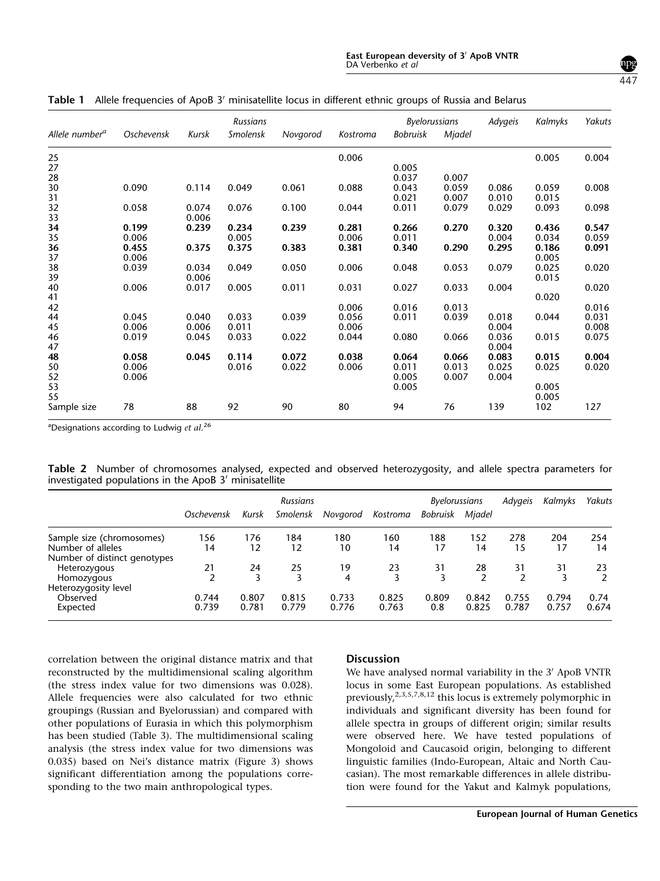**Table 1** Allele frequencies of ApoB 3′ minisatellite locus in different ethnic groups of Russia and Belarus

| | Russians | | | | | Byelorussians | | Adygeis | Kalmyks | Yakuts |
|---|---|---|---|---|---|---|---|---|---|---|
| Allele number[a] | Oschevensk | Kursk | Smolensk | Novgorod | Kostroma | Bobruisk | Mjadel | | | |
| 25 | | | | | 0.006 | | | | 0.005 | 0.004 |
| 27 | | | | | | 0.005 | | | | |
| 28 | | | | | | 0.037 | 0.007 | | | |
| 30 | 0.090 | 0.114 | 0.049 | 0.061 | 0.088 | 0.043 | 0.059 | 0.086 | 0.059 | 0.008 |
| 31 | | | | | | 0.021 | 0.007 | 0.010 | 0.015 | |
| 32 | 0.058 | 0.074 | 0.076 | 0.100 | 0.044 | 0.011 | 0.079 | 0.029 | 0.093 | 0.098 |
| 33 | | 0.006 | | | | | | | | |
| **34** | **0.199** | **0.239** | **0.234** | **0.239** | **0.281** | **0.266** | **0.270** | **0.320** | **0.436** | **0.547** |
| 35 | 0.006 | | 0.005 | | 0.006 | 0.011 | | 0.004 | 0.034 | 0.059 |
| **36** | **0.455** | **0.375** | **0.375** | **0.383** | **0.381** | **0.340** | **0.290** | **0.295** | **0.186** | **0.091** |
| 37 | 0.006 | | | | | | | | 0.005 | |
| 38 | 0.039 | 0.034 | 0.049 | 0.050 | 0.006 | 0.048 | 0.053 | 0.079 | 0.025 | 0.020 |
| 39 | | 0.006 | | | | | | | 0.015 | |
| 40 | 0.006 | 0.017 | 0.005 | 0.011 | 0.031 | 0.027 | 0.033 | 0.004 | | 0.020 |
| 41 | | | | | | | | | 0.020 | |
| 42 | | | | | 0.006 | 0.016 | 0.013 | | | 0.016 |
| 44 | 0.045 | 0.040 | 0.033 | 0.039 | 0.056 | 0.011 | 0.039 | 0.018 | 0.044 | 0.031 |
| 45 | 0.006 | 0.006 | 0.011 | | 0.006 | | | 0.004 | | 0.008 |
| 46 | 0.019 | 0.045 | 0.033 | 0.022 | 0.044 | 0.080 | 0.066 | 0.036 | 0.015 | 0.075 |
| 47 | | | | | | | | 0.004 | | |
| **48** | **0.058** | **0.045** | **0.114** | **0.072** | **0.038** | **0.064** | **0.066** | **0.083** | **0.015** | **0.004** |
| 50 | 0.006 | | 0.016 | 0.022 | 0.006 | 0.011 | 0.013 | 0.025 | 0.025 | 0.020 |
| 52 | 0.006 | | | | | 0.005 | 0.007 | 0.004 | | |
| 53 | | | | | | 0.005 | | | 0.005 | |
| 55 | | | | | | | | | 0.005 | |
| Sample size | 78 | 88 | 92 | 90 | 80 | 94 | 76 | 139 | 102 | 127 |

[a]Designations according to Ludwig *et al*.[26]

**Table 2** Number of chromosomes analysed, expected and observed heterozygosity, and allele spectra parameters for investigated populations in the ApoB 3′ minisatellite

| | Russians | | | | | Byelorussians | | Adygeis | Kalmyks | Yakuts |
|---|---|---|---|---|---|---|---|---|---|---|
| | Oschevensk | Kursk | Smolensk | Novgorod | Kostroma | Bobruisk | Mjadel | | | |
| Sample size (chromosomes) | 156 | 176 | 184 | 180 | 160 | 188 | 152 | 278 | 204 | 254 |
| Number of alleles | 14 | 12 | 12 | 10 | 14 | 17 | 14 | 15 | 17 | 14 |
| Number of distinct genotypes | | | | | | | | | | |
| Heterozygous | 21 | 24 | 25 | 19 | 23 | 31 | 28 | 31 | 31 | 23 |
| Homozygous | 2 | 3 | 3 | 4 | 3 | 3 | 2 | 2 | 3 | 2 |
| Heterozygosity level | | | | | | | | | | |
| Observed | 0.744 | 0.807 | 0.815 | 0.733 | 0.825 | 0.809 | 0.842 | 0.755 | 0.794 | 0.74 |
| Expected | 0.739 | 0.781 | 0.779 | 0.776 | 0.763 | 0.8 | 0.825 | 0.787 | 0.757 | 0.674 |

correlation between the original distance matrix and that reconstructed by the multidimensional scaling algorithm (the stress index value for two dimensions was 0.028). Allele frequencies were also calculated for two ethnic groupings (Russian and Byelorussian) and compared with other populations of Eurasia in which this polymorphism has been studied (Table 3). The multidimensional scaling analysis (the stress index value for two dimensions was 0.035) based on Nei's distance matrix (Figure 3) shows significant differentiation among the populations corresponding to the two main anthropological types.

### Discussion

We have analysed normal variability in the 3′ ApoB VNTR locus in some East European populations. As established previously,[2,3,5,7,8,12] this locus is extremely polymorphic in individuals and significant diversity has been found for allele spectra in groups of different origin; similar results were observed here. We have tested populations of Mongoloid and Caucasoid origin, belonging to different linguistic families (Indo-European, Altaic and North Caucasian). The most remarkable differences in allele distribution were found for the Yakut and Kalmyk populations,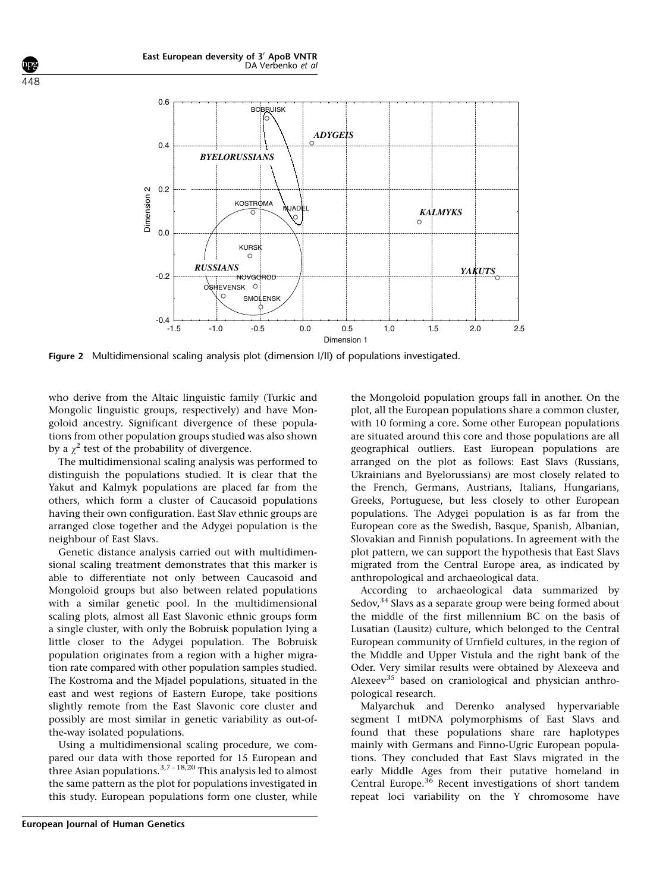0.6
0.4
0.2
0.0
-0.2
-0.4
-1.5 -1.0 -0.5 0.0 0.5 1.0 1.5 2.0 2.5

Dimension 2

Dimension 1

BOBRUISK

*ADYGEIS*

*BYELORUSSIANS*

KOSTROMA

MJADEL

*KALMYKS*

KURSK

*RUSSIANS*

NOVGOROD

OSHEVENSK

SMOLENSK

*YAKUTS*

**Figure 2** Multidimensional scaling analysis plot (dimension I/II) of populations investigated.

who derive from the Altaic linguistic family (Turkic and Mongolic linguistic groups, respectively) and have Mongoloid ancestry. Significant divergence of these populations from other population groups studied was also shown by a $\chi^2$ test of the probability of divergence.

The multidimensional scaling analysis was performed to distinguish the populations studied. It is clear that the Yakut and Kalmyk populations are placed far from the others, which form a cluster of Caucasoid populations having their own configuration. East Slav ethnic groups are arranged close together and the Adygei population is the neighbour of East Slavs.

Genetic distance analysis carried out with multidimensional scaling treatment demonstrates that this marker is able to differentiate not only between Caucasoid and Mongoloid groups but also between related populations with a similar genetic pool. In the multidimensional scaling plots, almost all East Slavonic ethnic groups form a single cluster, with only the Bobruisk population lying a little closer to the Adygei population. The Bobruisk population originates from a region with a higher migration rate compared with other population samples studied. The Kostroma and the Mjadel populations, situated in the east and west regions of Eastern Europe, take positions slightly remote from the East Slavonic core cluster and possibly are most similar in genetic variability as out-of-the-way isolated populations.

Using a multidimensional scaling procedure, we compared our data with those reported for 15 European and three Asian populations.[3,7–18,20] This analysis led to almost the same pattern as the plot for populations investigated in this study. European populations form one cluster, while the Mongoloid population groups fall in another. On the plot, all the European populations share a common cluster, with 10 forming a core. Some other European populations are situated around this core and those populations are all geographical outliers. East European populations are arranged on the plot as follows: East Slavs (Russians, Ukrainians and Byelorussians) are most closely related to the French, Germans, Austrians, Italians, Hungarians, Greeks, Portuguese, but less closely to other European populations. The Adygei population is as far from the European core as the Swedish, Basque, Spanish, Albanian, Slovakian and Finnish populations. In agreement with the plot pattern, we can support the hypothesis that East Slavs migrated from the Central Europe area, as indicated by anthropological and archaeological data.

According to archaeological data summarized by Sedov,[34] Slavs as a separate group were being formed about the middle of the first millennium BC on the basis of Lusatian (Lausitz) culture, which belonged to the Central European community of Urnfield cultures, in the region of the Middle and Upper Vistula and the right bank of the Oder. Very similar results were obtained by Alexeeva and Alexeev[35] based on craniological and physician anthropological research.

Malyarchuk and Derenko analysed hypervariable segment I mtDNA polymorphisms of East Slavs and found that these populations share rare haplotypes mainly with Germans and Finno-Ugric European populations. They concluded that East Slavs migrated in the early Middle Ages from their putative homeland in Central Europe.[36] Recent investigations of short tandem repeat loci variability on the Y chromosome have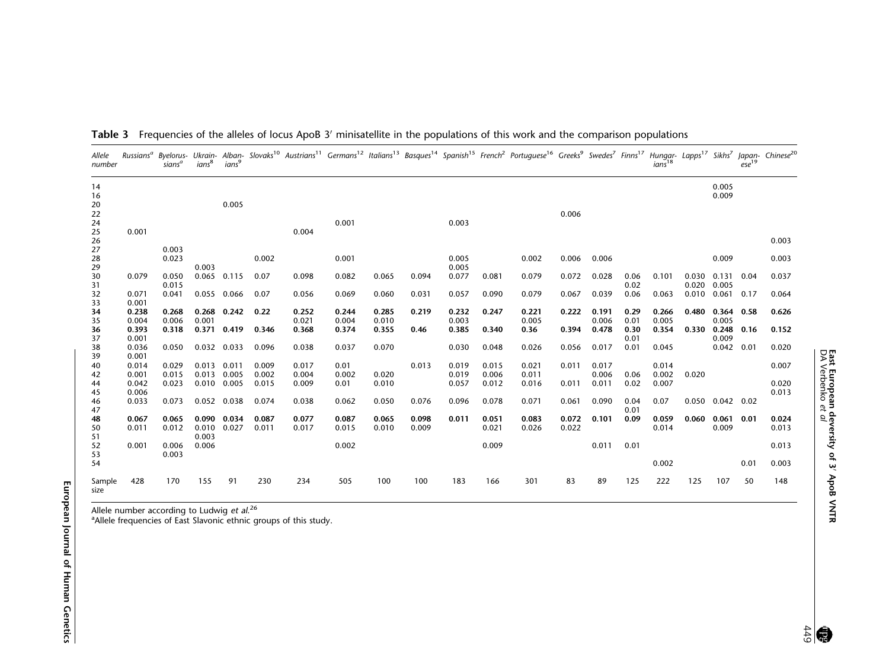**Table 3** Frequencies of the alleles of locus ApoB 3′ minisatellite in the populations of this work and the comparison populations

| Allele number | Russians[a] | Byelorussians[a] | Ukrainians[8] | Albanians[9] | Slovaks[10] | Austrians[11] | Germans[12] | Italians[13] | Basques[14] | Spanish[15] | French[2] | Portuguese[16] | Greeks[9] | Swedes[7] | Finns[17] | Hungarians[18] | Lapps[17] | Sikhs[7] | Japanese[19] | Chinese[20] |
|---|---|---|---|---|---|---|---|---|---|---|---|---|---|---|---|---|---|---|---|---|
| 14 | | | | | | | | | | | | | | | | | | 0.005 | | |
| 16 | | | | | | | | | | | | | | | | | | 0.009 | | |
| 20 | | | | 0.005 | | | | | | | | | | | | | | | | |
| 22 | | | | | | | | | | | | | 0.006 | | | | | | | |
| 24 | | | | | | | 0.001 | | | 0.003 | | | | | | | | | | |
| 25 | 0.001 | | | | | 0.004 | | | | | | | | | | | | | | |
| 26 | | | | | | | | | | | | | | | | | | | | 0.003 |
| 27 | | 0.003 | | | | | | | | | | | | | | | | | | |
| 28 | | 0.023 | | | 0.002 | | 0.001 | | | 0.005 | | 0.002 | 0.006 | 0.006 | | | | 0.009 | | 0.003 |
| 29 | | | 0.003 | | | | | | | 0.005 | | | | | | | | | | |
| 30 | 0.079 | 0.050 | 0.065 | 0.115 | 0.07 | 0.098 | 0.082 | 0.065 | 0.094 | 0.077 | 0.081 | 0.079 | 0.072 | 0.028 | 0.06 | 0.101 | 0.030 | 0.131 | 0.04 | 0.037 |
| 31 | | 0.015 | | | | | | | | | | | | | 0.02 | | 0.020 | 0.005 | | |
| 32 | 0.071 | 0.041 | 0.055 | 0.066 | 0.07 | 0.056 | 0.069 | 0.060 | 0.031 | 0.057 | 0.090 | 0.079 | 0.067 | 0.039 | 0.06 | 0.063 | 0.010 | 0.061 | 0.17 | 0.064 |
| 33 | 0.001 | | | | | | | | | | | | | | | | | | | |
| **34** | **0.238** | **0.268** | **0.268** | **0.242** | **0.22** | **0.252** | **0.244** | **0.285** | **0.219** | **0.232** | **0.247** | **0.221** | **0.222** | **0.191** | **0.29** | **0.266** | **0.480** | **0.364** | **0.58** | **0.626** |
| 35 | 0.004 | 0.006 | 0.001 | | | 0.021 | 0.004 | 0.010 | | 0.003 | | 0.005 | | 0.006 | 0.01 | 0.005 | | 0.005 | | |
| **36** | **0.393** | **0.318** | **0.371** | **0.419** | **0.346** | **0.368** | **0.374** | **0.355** | **0.46** | **0.385** | **0.340** | **0.36** | **0.394** | **0.478** | **0.30** | **0.354** | **0.330** | **0.248** | **0.16** | **0.152** |
| 37 | 0.001 | | | | | | | | | | | | | | 0.01 | | | 0.009 | | |
| 38 | 0.036 | 0.050 | 0.032 | 0.033 | 0.096 | 0.038 | 0.037 | 0.070 | | 0.030 | 0.048 | 0.026 | 0.056 | 0.017 | 0.01 | 0.045 | | 0.042 | 0.01 | 0.020 |
| 39 | 0.001 | | | | | | | | | | | | | | | | | | | |
| 40 | 0.014 | 0.029 | 0.013 | 0.011 | 0.009 | 0.017 | 0.01 | | 0.013 | 0.019 | 0.015 | 0.021 | 0.011 | 0.017 | | 0.014 | | | | 0.007 |
| 42 | 0.001 | 0.015 | 0.013 | 0.005 | 0.002 | 0.004 | 0.002 | 0.020 | | 0.019 | 0.006 | 0.011 | | 0.006 | 0.06 | 0.002 | 0.020 | | | |
| 44 | 0.042 | 0.023 | 0.010 | 0.005 | 0.015 | 0.009 | 0.01 | 0.010 | | 0.057 | 0.012 | 0.016 | 0.011 | 0.011 | 0.02 | 0.007 | | | | 0.020 |
| 45 | 0.006 | | | | | | | | | | | | | | | | | | | 0.013 |
| 46 | 0.033 | 0.073 | 0.052 | 0.038 | 0.074 | 0.038 | 0.062 | 0.050 | 0.076 | 0.096 | 0.078 | 0.071 | 0.061 | 0.090 | 0.04 | 0.07 | 0.050 | 0.042 | 0.02 | |
| 47 | | | | | | | | | | | | | | | 0.01 | | | | | |
| **48** | **0.067** | **0.065** | **0.090** | **0.034** | **0.087** | **0.077** | **0.087** | **0.065** | **0.098** | **0.011** | **0.051** | **0.083** | **0.072** | **0.101** | **0.09** | **0.059** | **0.060** | **0.061** | **0.01** | **0.024** |
| 50 | 0.011 | 0.012 | 0.010 | 0.027 | 0.011 | 0.017 | 0.015 | 0.010 | 0.009 | | 0.021 | 0.026 | 0.022 | | | 0.014 | | 0.009 | | 0.013 |
| 51 | | | 0.003 | | | | | | | | | | | | | | | | | |
| 52 | 0.001 | 0.006 | 0.006 | | | | 0.002 | | | | 0.009 | | | 0.011 | 0.01 | | | | | 0.013 |
| 53 | | 0.003 | | | | | | | | | | | | | | | | | | |
| 54 | | | | | | | | | | | | | | | | 0.002 | | | 0.01 | 0.003 |
| Sample size | 428 | 170 | 155 | 91 | 230 | 234 | 505 | 100 | 100 | 183 | 166 | 301 | 83 | 89 | 125 | 222 | 125 | 107 | 50 | 148 |

Allele number according to Ludwig *et al.*[26]

[a]Allele frequencies of East Slavonic ethnic groups of this study.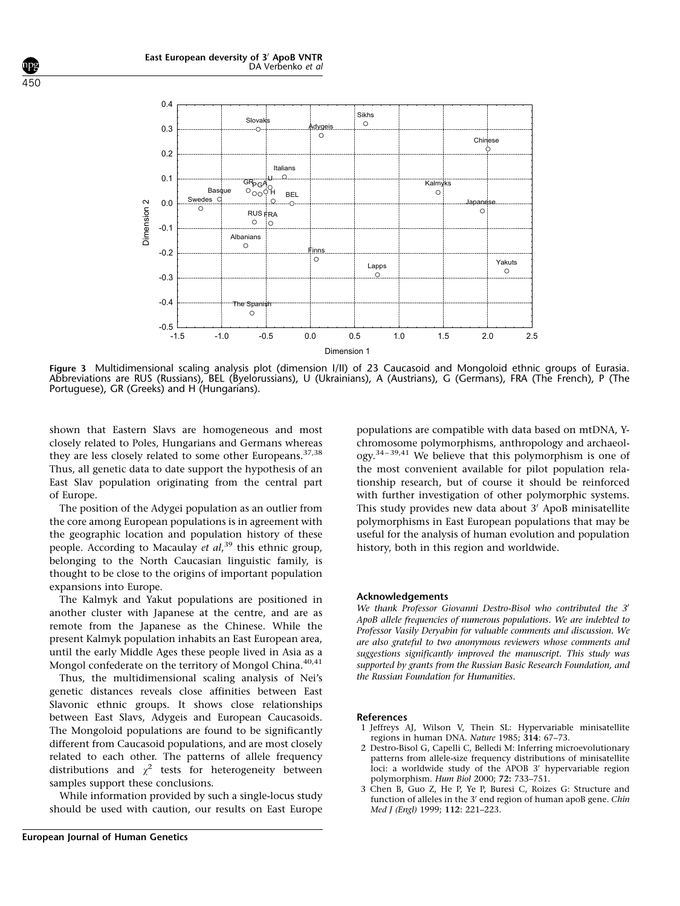**Figure 3** Multidimensional scaling analysis plot (dimension I/II) of 23 Caucasoid and Mongoloid ethnic groups of Eurasia. Abbreviations are RUS (Russians), BEL (Byelorussians), U (Ukrainians), A (Austrians), G (Germans), FRA (The French), P (The Portuguese), GR (Greeks) and H (Hungarians).

shown that Eastern Slavs are homogeneous and most closely related to Poles, Hungarians and Germans whereas they are less closely related to some other Europeans.[37,38] Thus, all genetic data to date support the hypothesis of an East Slav population originating from the central part of Europe.

The position of the Adygei population as an outlier from the core among European populations is in agreement with the geographic location and population history of these people. According to Macaulay *et al*,[39] this ethnic group, belonging to the North Caucasian linguistic family, is thought to be close to the origins of important population expansions into Europe.

The Kalmyk and Yakut populations are positioned in another cluster with Japanese at the centre, and are as remote from the Japanese as the Chinese. While the present Kalmyk population inhabits an East European area, until the early Middle Ages these people lived in Asia as a Mongol confederate on the territory of Mongol China.[40,41]

Thus, the multidimensional scaling analysis of Nei's genetic distances reveals close affinities between East Slavonic ethnic groups. It shows close relationships between East Slavs, Adygeis and European Caucasoids. The Mongoloid populations are found to be significantly different from Caucasoid populations, and are most closely related to each other. The patterns of allele frequency distributions and $\chi^2$ tests for heterogeneity between samples support these conclusions.

While information provided by such a single-locus study should be used with caution, our results on East Europe populations are compatible with data based on mtDNA, Y-chromosome polymorphisms, anthropology and archaeology.[34–39,41] We believe that this polymorphism is one of the most convenient available for pilot population relationship research, but of course it should be reinforced with further investigation of other polymorphic systems. This study provides new data about 3′ ApoB minisatellite polymorphisms in East European populations that may be useful for the analysis of human evolution and population history, both in this region and worldwide.

## Acknowledgements

*We thank Professor Giovanni Destro-Bisol who contributed the 3′ ApoB allele frequencies of numerous populations. We are indebted to Professor Vasily Deryabin for valuable comments and discussion. We are also grateful to two anonymous reviewers whose comments and suggestions significantly improved the manuscript. This study was supported by grants from the Russian Basic Research Foundation, and the Russian Foundation for Humanities.*

## References

1 Jeffreys AJ, Wilson V, Thein SL: Hypervariable minisatellite regions in human DNA. *Nature* 1985; **314**: 67–73.
2 Destro-Bisol G, Capelli C, Belledi M: Inferring microevolutionary patterns from allele-size frequency distributions of minisatellite loci: a worldwide study of the APOB 3′ hypervariable region polymorphism. *Hum Biol* 2000; **72:** 733–751.
3 Chen B, Guo Z, He P, Ye P, Buresi C, Roizes G: Structure and function of alleles in the 3′ end region of human apoB gene. *Chin Med J (Engl)* 1999; **112**: 221–223.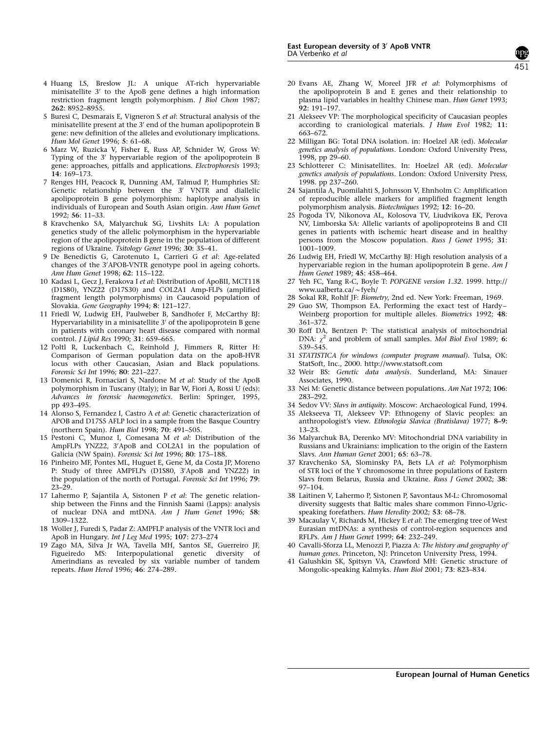4 Huang LS, Breslow JL: A unique AT-rich hypervariable minisatellite 3′ to the ApoB gene defines a high information restriction fragment length polymorphism. *J Biol Chem* 1987; **262**: 8952–8955.

5 Buresi C, Desmarais E, Vigneron S *et al*: Structural analysis of the minisatellite present at the 3′ end of the human apolipoprotein B gene: new definition of the alleles and evolutionary implications. *Hum Mol Genet* 1996; **5**: 61–68.

6 Marz W, Ruzicka V, Fisher E, Russ AP, Schnider W, Gross W: Typing of the 3′ hypervariable region of the apolipoprotein B gene: approaches, pitfalls and applications. *Electrophoresis* 1993; **14**: 169–173.

7 Renges HH, Peacock R, Dunning AM, Talmud P, Humphries SE: Genetic relationship between the 3′ VNTR and diallelic apolipoprotein B gene polymorphism: haplotype analysis in individuals of European and South Asian origin. *Ann Hum Genet* 1992; **56**: 11–33.

8 Kravchenko SA, Malyarchuk SG, Livshits LA: A population genetics study of the allelic polymorphism in the hypervariable region of the apolipoprotein B gene in the population of different regions of Ukraine. *Tsitology Genet* 1996; **30**: 35–41.

9 De Benedictis G, Carotenuto L, Carrieri G *et al*: Age-related changes of the 3′APOB-VNTR genotype pool in ageing cohorts. *Ann Hum Genet* 1998; **62**: 115–122.

10 Kadasi L, Gecz J, Ferakova I *et al*: Distribution of ApoBII, MCT118 (D1S80), YNZ22 (D17S30) and COL2A1 Amp-FLPs (amplified fragment length polymorphisms) in Caucasoid population of Slovakia. *Gene Geography* 1994; **8**: 121–127.

11 Friedl W, Ludwig EH, Paulweber B, Sandhofer F, McCarthy BJ: Hypervariability in a minisatellite 3′ of the apolipoprotein B gene in patients with coronary heart disease compared with normal control. *J Lipid Res* 1990; **31**: 659–665.

12 Poltl R, Luckenbach C, Reinhold J, Fimmers R, Ritter H: Comparison of German population data on the apoB-HVR locus with other Caucasian, Asian and Black populations. *Forensic Sci Int* 1996; **80**: 221–227.

13 Domenici R, Fornaciari S, Nardone M *et al*: Study of the ApoB polymorphism in Tuscany (Italy); in Bar W, Fiori A, Rossi U (eds): *Advances in forensic haemogenetics*. Berlin: Springer, 1995, pp 493–495.

14 Alonso S, Fernandez I, Castro A *et al*: Genetic characterization of APOB and D17S5 AFLP loci in a sample from the Basque Country (northern Spain). *Hum Biol* 1998; **70**: 491–505.

15 Pestoni C, Munoz I, Comesana M *et al*: Distribution of the AmpFLPs YNZ22, 3′ApoB and COL2A1 in the population of Galicia (NW Spain). *Forensic Sci Int* 1996; **80**: 175–188.

16 Pinheiro MF, Pontes ML, Huguet E, Gene M, da Costa JP, Moreno P: Study of three AMPFLPs (D1S80, 3′ApoB and YNZ22) in the population of the north of Portugal. *Forensic Sci Int* 1996; **79**: 23–29.

17 Lahermo P, Sajantila A, Sistonen P *et al*: The genetic relationship between the Finns and the Finnish Saami (Lapps): analysis of nuclear DNA and mtDNA. *Am J Hum Genet* 1996; **58**: 1309–1322.

18 Woller J, Furedi S, Padar Z: AMPFLP analysis of the VNTR loci and ApoB in Hungary. *Int J Leg Med* 1995; **107**: 273–274

19 Zago MA, Silva Jr WA, Tavella MH, Santos SE, Guerreiro JF, Figueiredo MS: Interpopulational genetic diversity of Amerindians as revealed by six variable number of tandem repeats. *Hum Hered* 1996; **46**: 274–289.

20 Evans AE, Zhang W, Moreel JFR *et al*: Polymorphisms of the apolipoprotein B and E genes and their relationship to plasma lipid variables in healthy Chinese man. *Hum Genet* 1993; **92**: 191–197.

21 Alekseev VP: The morphological specificity of Caucasian peoples according to craniological materials. *J Hum Evol* 1982; **11:** 663–672.

22 Milligan BG: Total DNA isolation. in: Hoelzel AR (ed). *Molecular genetics analysis of populations*. London: Oxford University Press, 1998, pp 29–60.

23 Schlotterer C: Minisatellites. In: Hoelzel AR (ed). *Molecular genetics analysis of populations*. London: Oxford University Press, 1998. pp 237–260.

24 Sajantila A, Puomilahti S, Johnsson V, Ehnholm C: Amplification of reproducible allele markers for amplified fragment length polymorphism analysis. *Biotechniques* 1992; **12**: 16–20.

25 Pogoda TV, Nikonova AL, Kolosova TV, Liudvikova EK, Perova NV, Limborska SA: Allelic variants of apolipoproteins B and CII genes in patients with ischemic heart disease and in healthy persons from the Moscow population. *Russ J Genet* 1995; **31**: 1001–1009.

26 Ludwig EH, Friedl W, McCarthy BJ: High resolution analysis of a hypervariable region in the human apolipoprotein B gene. *Am J Hum Genet* 1989; **45**: 458–464.

27 Yeh FC, Yang R-C, Boyle T: *POPGENE version 1.32*. 1999. http://www.ualberta.ca/~fyeh/

28 Sokal RR, Rohlf JF: *Biometry*, 2nd ed. New York: Freeman, 1969.

29 Guo SW, Thompson EA. Performing the exact test of Hardy–Weinberg proportion for multiple alleles. *Biometrics* 1992; **48**: 361–372.

30 Roff DA, Bentzen P: The statistical analysis of mitochondrial DNA: $\chi^2$ and problem of small samples. *Mol Biol Evol* 1989; **6:** 539–545.

31 *STATISTICA for windows (computer program manual)*. Tulsa, OK: StatSoft, Inc., 2000. http://www.statsoft.com

32 Weir BS: *Genetic data analysis*. Sunderland, MA: Sinauer Associates, 1990.

33 Nei M: Genetic distance between populations. *Am Nat* 1972; **106**: 283–292.

34 Sedov VV: *Slavs in antiquity*. Moscow: Archaeological Fund, 1994.

35 Alekseeva TI, Alekseev VP: Ethnogeny of Slavic peoples: an anthropologist's view. *Ethnologia Slavica (Bratislava)* 1977; **8–9:** 13–23.

36 Malyarchuk BA, Derenko MV: Mitochondrial DNA variability in Russians and Ukrainians: implication to the origin of the Eastern Slavs. *Ann Human Genet* 2001; **65**: 63–78.

37 Kravchenko SA, Slominsky PA, Bets LA *et al*: Polymorphism of STR loci of the Y chromosome in three populations of Eastern Slavs from Belarus, Russia and Ukraine. *Russ J Genet* 2002; **38**: 97–104.

38 Laitinen V, Lahermo P, Sistonen P, Savontaus M-L: Chromosomal diversity suggests that Baltic males share common Finno-Ugric-speaking forefathers. *Hum Heredity* 2002; **53**: 68–78.

39 Macaulay V, Richards M, Hickey E *et al*: The emerging tree of West Eurasian mtDNAs: a synthesis of control-region sequences and RFLPs. *Am J Hum Genet* 1999; **64**: 232–249.

40 Cavalli-Sforza LL, Menozzi P, Piazza A: *The history and geography of human genes*. Princeton, NJ: Princeton University Press, 1994.

41 Galushkin SK, Spitsyn VA, Crawford MH: Genetic structure of Mongolic-speaking Kalmyks. *Hum Biol* 2001; **73**: 823–834.